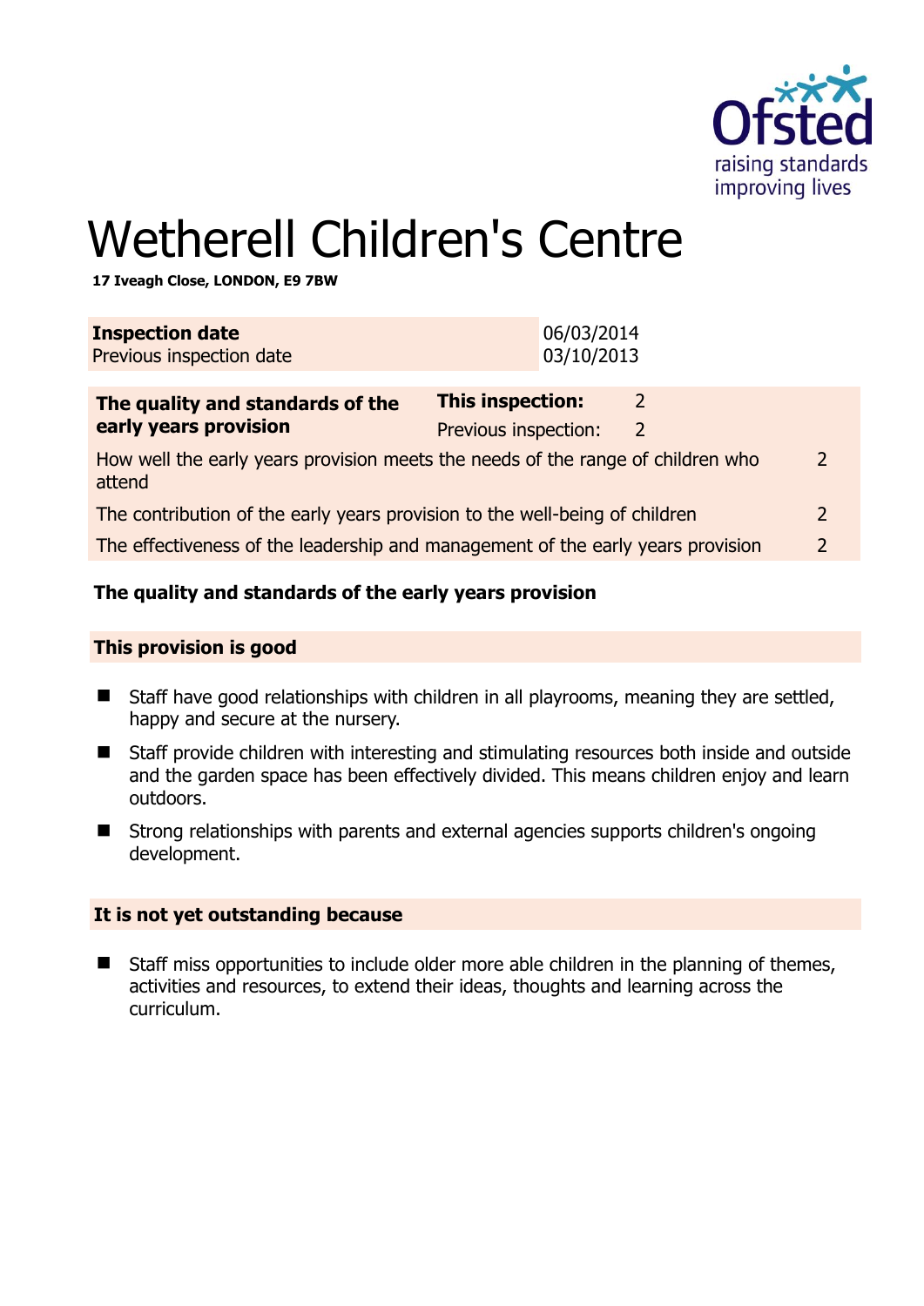# Wetherell Children's Centre

**17 Iveagh Close, LONDON, E9 7BW**

| **Inspection date** | 06/03/2014 |
|---|---|
| Previous inspection date | 03/10/2013 |

| **The quality and standards of the early years provision** | **This inspection:** | 2 |
|---|---|---|
| | Previous inspection: | 2 |
| How well the early years provision meets the needs of the range of children who attend | | 2 |
| The contribution of the early years provision to the well-being of children | | 2 |
| The effectiveness of the leadership and management of the early years provision | | 2 |

## The quality and standards of the early years provision

### This provision is good

- Staff have good relationships with children in all playrooms, meaning they are settled, happy and secure at the nursery.
- Staff provide children with interesting and stimulating resources both inside and outside and the garden space has been effectively divided. This means children enjoy and learn outdoors.
- Strong relationships with parents and external agencies supports children's ongoing development.

### It is not yet outstanding because

- Staff miss opportunities to include older more able children in the planning of themes, activities and resources, to extend their ideas, thoughts and learning across the curriculum.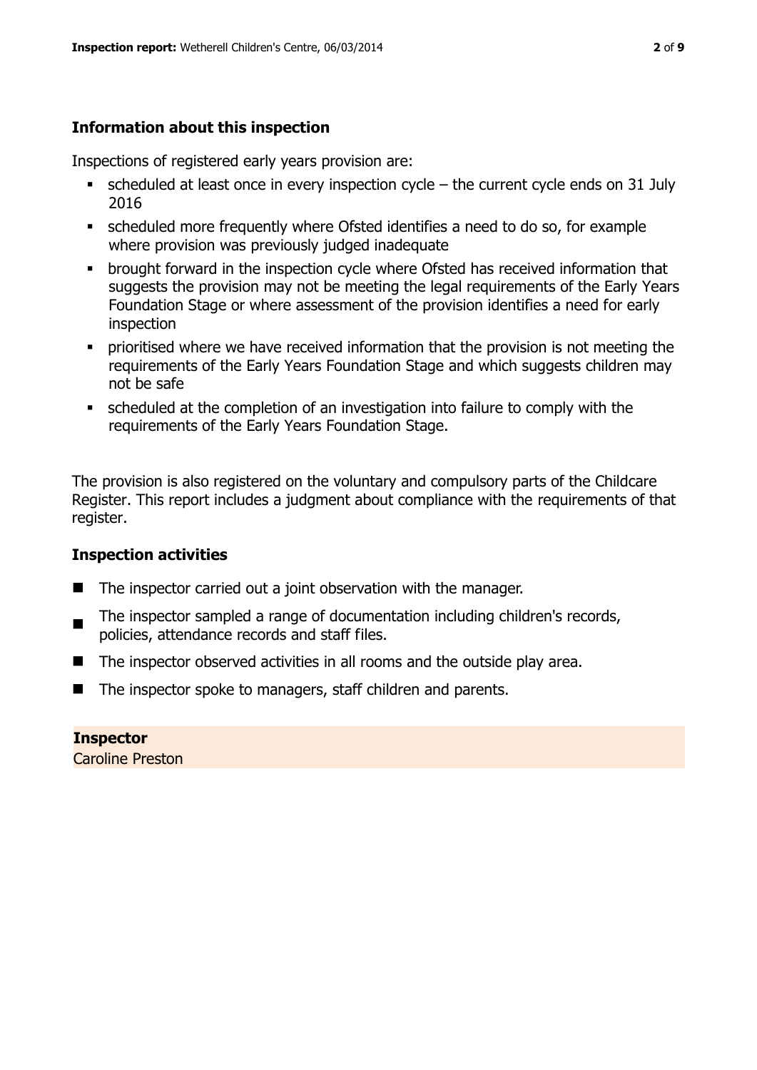## Information about this inspection

Inspections of registered early years provision are:

- scheduled at least once in every inspection cycle – the current cycle ends on 31 July 2016
- scheduled more frequently where Ofsted identifies a need to do so, for example where provision was previously judged inadequate
- brought forward in the inspection cycle where Ofsted has received information that suggests the provision may not be meeting the legal requirements of the Early Years Foundation Stage or where assessment of the provision identifies a need for early inspection
- prioritised where we have received information that the provision is not meeting the requirements of the Early Years Foundation Stage and which suggests children may not be safe
- scheduled at the completion of an investigation into failure to comply with the requirements of the Early Years Foundation Stage.

The provision is also registered on the voluntary and compulsory parts of the Childcare Register. This report includes a judgment about compliance with the requirements of that register.

## Inspection activities

- The inspector carried out a joint observation with the manager.
- The inspector sampled a range of documentation including children's records, policies, attendance records and staff files.
- The inspector observed activities in all rooms and the outside play area.
- The inspector spoke to managers, staff children and parents.

**Inspector**
Caroline Preston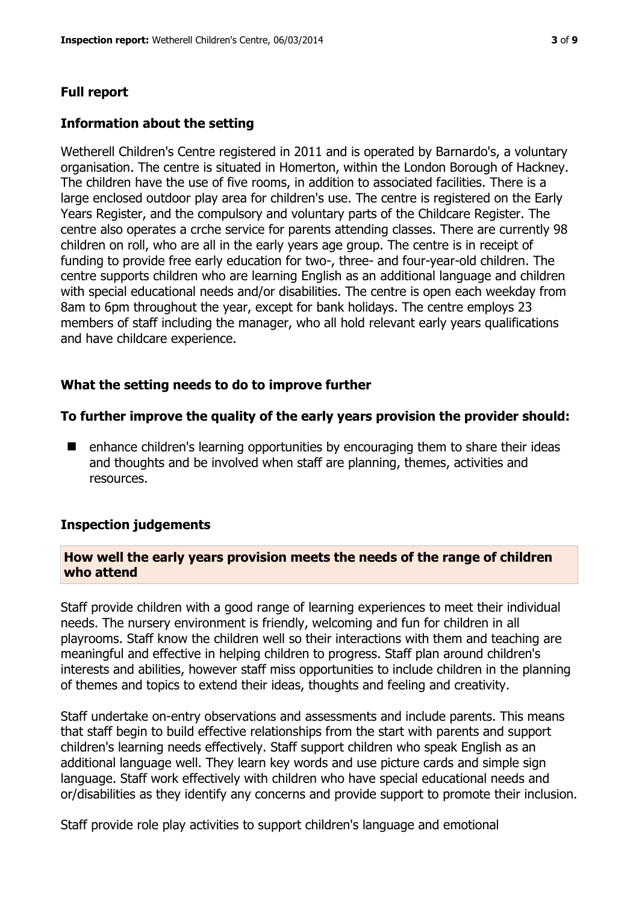## Full report

### Information about the setting

Wetherell Children's Centre registered in 2011 and is operated by Barnardo's, a voluntary organisation. The centre is situated in Homerton, within the London Borough of Hackney. The children have the use of five rooms, in addition to associated facilities. There is a large enclosed outdoor play area for children's use. The centre is registered on the Early Years Register, and the compulsory and voluntary parts of the Childcare Register. The centre also operates a crche service for parents attending classes. There are currently 98 children on roll, who are all in the early years age group. The centre is in receipt of funding to provide free early education for two-, three- and four-year-old children. The centre supports children who are learning English as an additional language and children with special educational needs and/or disabilities. The centre is open each weekday from 8am to 6pm throughout the year, except for bank holidays. The centre employs 23 members of staff including the manager, who all hold relevant early years qualifications and have childcare experience.

### What the setting needs to do to improve further

### To further improve the quality of the early years provision the provider should:

- enhance children's learning opportunities by encouraging them to share their ideas and thoughts and be involved when staff are planning, themes, activities and resources.

### Inspection judgements

#### How well the early years provision meets the needs of the range of children who attend

Staff provide children with a good range of learning experiences to meet their individual needs. The nursery environment is friendly, welcoming and fun for children in all playrooms. Staff know the children well so their interactions with them and teaching are meaningful and effective in helping children to progress. Staff plan around children's interests and abilities, however staff miss opportunities to include children in the planning of themes and topics to extend their ideas, thoughts and feeling and creativity.

Staff undertake on-entry observations and assessments and include parents. This means that staff begin to build effective relationships from the start with parents and support children's learning needs effectively. Staff support children who speak English as an additional language well. They learn key words and use picture cards and simple sign language. Staff work effectively with children who have special educational needs and or/disabilities as they identify any concerns and provide support to promote their inclusion.

Staff provide role play activities to support children's language and emotional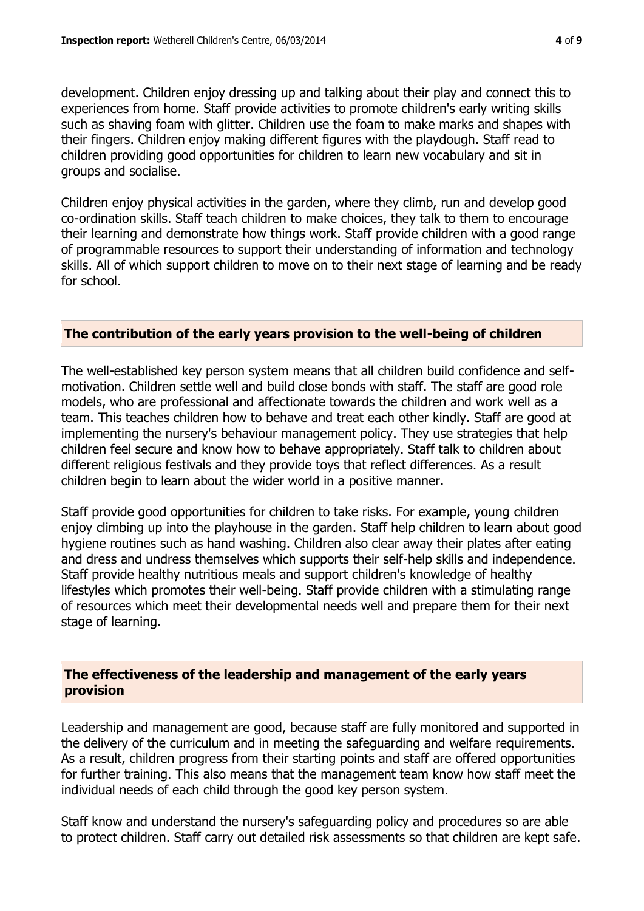development. Children enjoy dressing up and talking about their play and connect this to experiences from home. Staff provide activities to promote children's early writing skills such as shaving foam with glitter. Children use the foam to make marks and shapes with their fingers. Children enjoy making different figures with the playdough. Staff read to children providing good opportunities for children to learn new vocabulary and sit in groups and socialise.

Children enjoy physical activities in the garden, where they climb, run and develop good co-ordination skills. Staff teach children to make choices, they talk to them to encourage their learning and demonstrate how things work. Staff provide children with a good range of programmable resources to support their understanding of information and technology skills. All of which support children to move on to their next stage of learning and be ready for school.

## The contribution of the early years provision to the well-being of children

The well-established key person system means that all children build confidence and self-motivation. Children settle well and build close bonds with staff. The staff are good role models, who are professional and affectionate towards the children and work well as a team. This teaches children how to behave and treat each other kindly. Staff are good at implementing the nursery's behaviour management policy. They use strategies that help children feel secure and know how to behave appropriately. Staff talk to children about different religious festivals and they provide toys that reflect differences. As a result children begin to learn about the wider world in a positive manner.

Staff provide good opportunities for children to take risks. For example, young children enjoy climbing up into the playhouse in the garden. Staff help children to learn about good hygiene routines such as hand washing. Children also clear away their plates after eating and dress and undress themselves which supports their self-help skills and independence. Staff provide healthy nutritious meals and support children's knowledge of healthy lifestyles which promotes their well-being. Staff provide children with a stimulating range of resources which meet their developmental needs well and prepare them for their next stage of learning.

## The effectiveness of the leadership and management of the early years provision

Leadership and management are good, because staff are fully monitored and supported in the delivery of the curriculum and in meeting the safeguarding and welfare requirements. As a result, children progress from their starting points and staff are offered opportunities for further training. This also means that the management team know how staff meet the individual needs of each child through the good key person system.

Staff know and understand the nursery's safeguarding policy and procedures so are able to protect children. Staff carry out detailed risk assessments so that children are kept safe.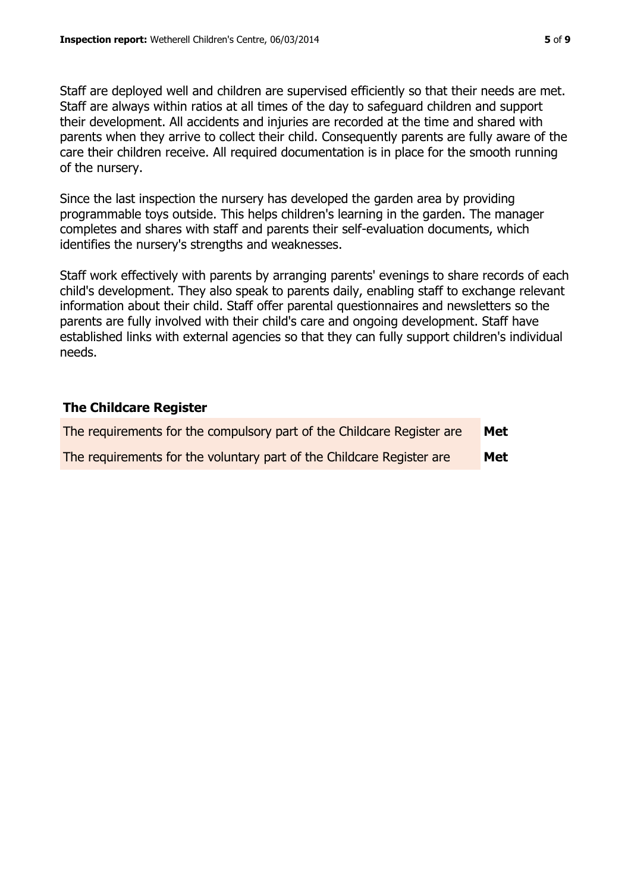Staff are deployed well and children are supervised efficiently so that their needs are met. Staff are always within ratios at all times of the day to safeguard children and support their development. All accidents and injuries are recorded at the time and shared with parents when they arrive to collect their child. Consequently parents are fully aware of the care their children receive. All required documentation is in place for the smooth running of the nursery.

Since the last inspection the nursery has developed the garden area by providing programmable toys outside. This helps children's learning in the garden. The manager completes and shares with staff and parents their self-evaluation documents, which identifies the nursery's strengths and weaknesses.

Staff work effectively with parents by arranging parents' evenings to share records of each child's development. They also speak to parents daily, enabling staff to exchange relevant information about their child. Staff offer parental questionnaires and newsletters so the parents are fully involved with their child's care and ongoing development. Staff have established links with external agencies so that they can fully support children's individual needs.

### The Childcare Register

| | |
|---|---|
| The requirements for the compulsory part of the Childcare Register are | **Met** |
| The requirements for the voluntary part of the Childcare Register are | **Met** |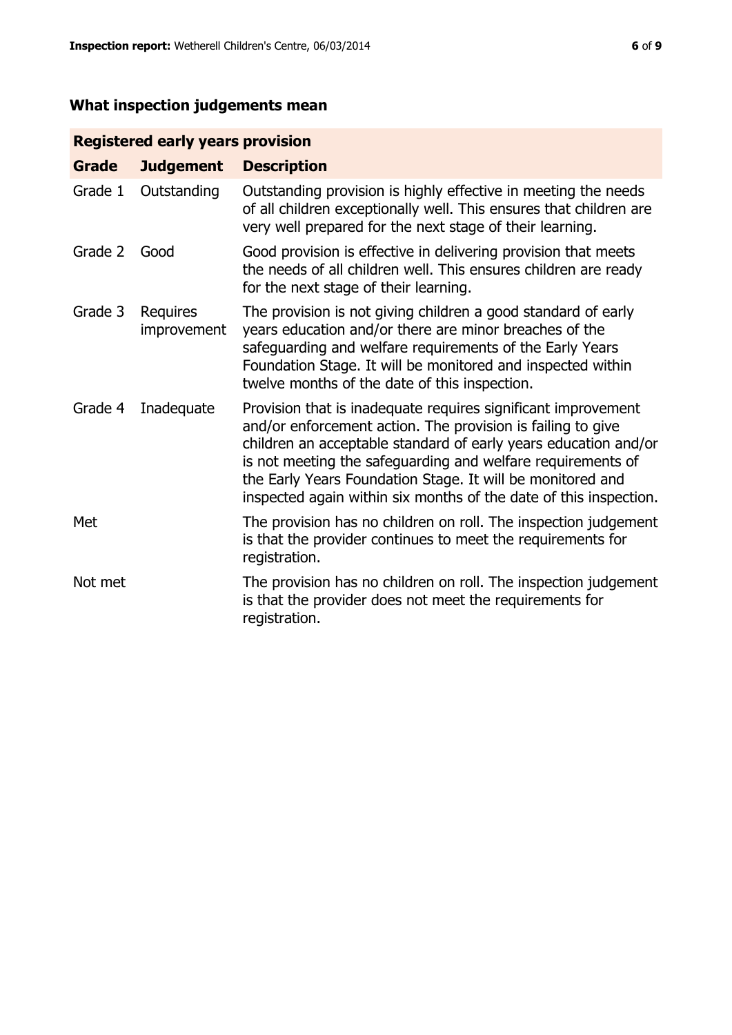## What inspection judgements mean

| Registered early years provision | | |
|---|---|---|
| **Grade** | **Judgement** | **Description** |
| Grade 1 | Outstanding | Outstanding provision is highly effective in meeting the needs of all children exceptionally well. This ensures that children are very well prepared for the next stage of their learning. |
| Grade 2 | Good | Good provision is effective in delivering provision that meets the needs of all children well. This ensures children are ready for the next stage of their learning. |
| Grade 3 | Requires improvement | The provision is not giving children a good standard of early years education and/or there are minor breaches of the safeguarding and welfare requirements of the Early Years Foundation Stage. It will be monitored and inspected within twelve months of the date of this inspection. |
| Grade 4 | Inadequate | Provision that is inadequate requires significant improvement and/or enforcement action. The provision is failing to give children an acceptable standard of early years education and/or is not meeting the safeguarding and welfare requirements of the Early Years Foundation Stage. It will be monitored and inspected again within six months of the date of this inspection. |
| Met | | The provision has no children on roll. The inspection judgement is that the provider continues to meet the requirements for registration. |
| Not met | | The provision has no children on roll. The inspection judgement is that the provider does not meet the requirements for registration. |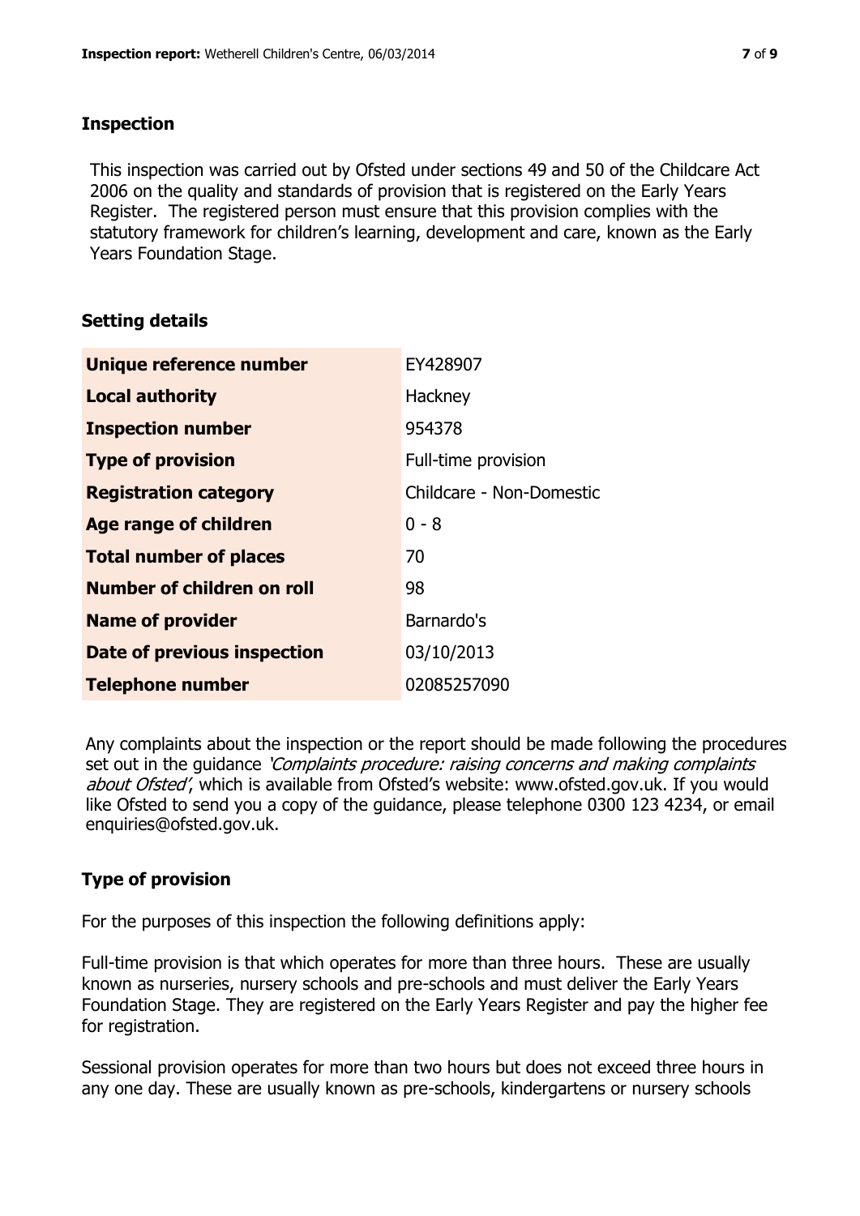## Inspection

This inspection was carried out by Ofsted under sections 49 and 50 of the Childcare Act 2006 on the quality and standards of provision that is registered on the Early Years Register. The registered person must ensure that this provision complies with the statutory framework for children's learning, development and care, known as the Early Years Foundation Stage.

## Setting details

| | |
|---|---|
| **Unique reference number** | EY428907 |
| **Local authority** | Hackney |
| **Inspection number** | 954378 |
| **Type of provision** | Full-time provision |
| **Registration category** | Childcare - Non-Domestic |
| **Age range of children** | 0 - 8 |
| **Total number of places** | 70 |
| **Number of children on roll** | 98 |
| **Name of provider** | Barnardo's |
| **Date of previous inspection** | 03/10/2013 |
| **Telephone number** | 02085257090 |

Any complaints about the inspection or the report should be made following the procedures set out in the guidance *'Complaints procedure: raising concerns and making complaints about Ofsted'*, which is available from Ofsted's website: www.ofsted.gov.uk. If you would like Ofsted to send you a copy of the guidance, please telephone 0300 123 4234, or email enquiries@ofsted.gov.uk.

## Type of provision

For the purposes of this inspection the following definitions apply:

Full-time provision is that which operates for more than three hours. These are usually known as nurseries, nursery schools and pre-schools and must deliver the Early Years Foundation Stage. They are registered on the Early Years Register and pay the higher fee for registration.

Sessional provision operates for more than two hours but does not exceed three hours in any one day. These are usually known as pre-schools, kindergartens or nursery schools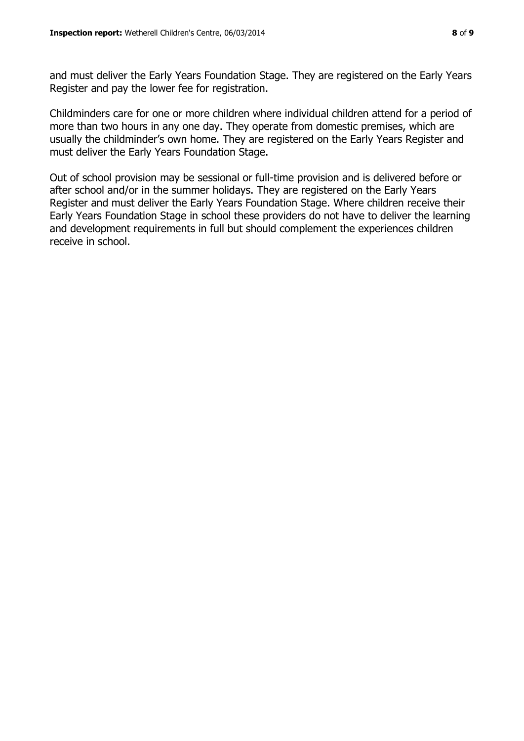and must deliver the Early Years Foundation Stage. They are registered on the Early Years Register and pay the lower fee for registration.

Childminders care for one or more children where individual children attend for a period of more than two hours in any one day. They operate from domestic premises, which are usually the childminder's own home. They are registered on the Early Years Register and must deliver the Early Years Foundation Stage.

Out of school provision may be sessional or full-time provision and is delivered before or after school and/or in the summer holidays. They are registered on the Early Years Register and must deliver the Early Years Foundation Stage. Where children receive their Early Years Foundation Stage in school these providers do not have to deliver the learning and development requirements in full but should complement the experiences children receive in school.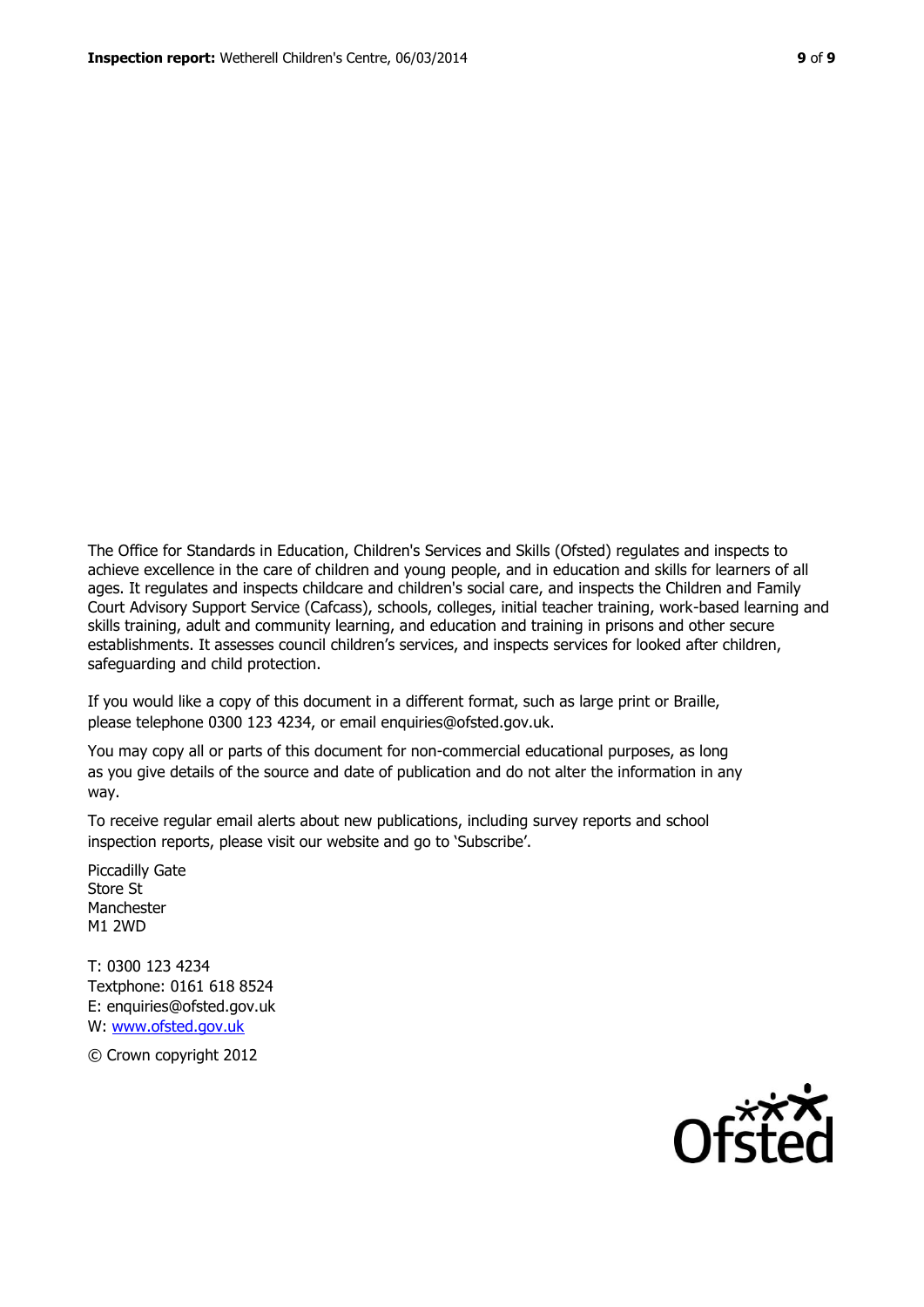The Office for Standards in Education, Children's Services and Skills (Ofsted) regulates and inspects to achieve excellence in the care of children and young people, and in education and skills for learners of all ages. It regulates and inspects childcare and children's social care, and inspects the Children and Family Court Advisory Support Service (Cafcass), schools, colleges, initial teacher training, work-based learning and skills training, adult and community learning, and education and training in prisons and other secure establishments. It assesses council children's services, and inspects services for looked after children, safeguarding and child protection.

If you would like a copy of this document in a different format, such as large print or Braille, please telephone 0300 123 4234, or email enquiries@ofsted.gov.uk.

You may copy all or parts of this document for non-commercial educational purposes, as long as you give details of the source and date of publication and do not alter the information in any way.

To receive regular email alerts about new publications, including survey reports and school inspection reports, please visit our website and go to 'Subscribe'.

Piccadilly Gate
Store St
Manchester
M1 2WD

T: 0300 123 4234
Textphone: 0161 618 8524
E: enquiries@ofsted.gov.uk
W: www.ofsted.gov.uk

© Crown copyright 2012

Ofsted